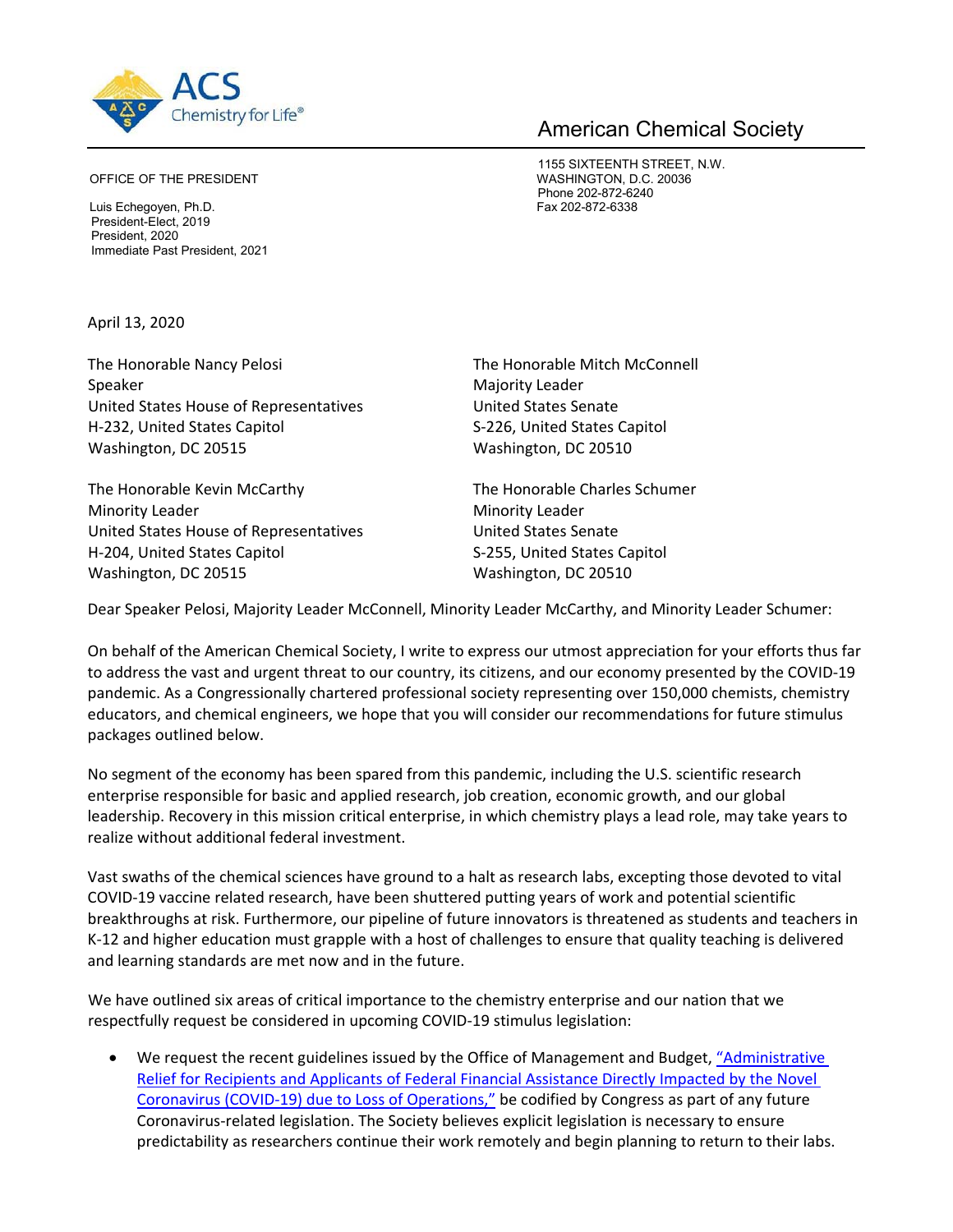ACS Chemistry for Life®

American Chemical Society

OFFICE OF THE PRESIDENT

Luis Echegoyen, Ph.D.
President-Elect, 2019
President, 2020
Immediate Past President, 2021

1155 SIXTEENTH STREET, N.W.
WASHINGTON, D.C. 20036
Phone 202-872-6240
Fax 202-872-6338

April 13, 2020

The Honorable Nancy Pelosi
Speaker
United States House of Representatives
H-232, United States Capitol
Washington, DC 20515

The Honorable Mitch McConnell
Majority Leader
United States Senate
S-226, United States Capitol
Washington, DC 20510

The Honorable Kevin McCarthy
Minority Leader
United States House of Representatives
H-204, United States Capitol
Washington, DC 20515

The Honorable Charles Schumer
Minority Leader
United States Senate
S-255, United States Capitol
Washington, DC 20510

Dear Speaker Pelosi, Majority Leader McConnell, Minority Leader McCarthy, and Minority Leader Schumer:

On behalf of the American Chemical Society, I write to express our utmost appreciation for your efforts thus far to address the vast and urgent threat to our country, its citizens, and our economy presented by the COVID-19 pandemic. As a Congressionally chartered professional society representing over 150,000 chemists, chemistry educators, and chemical engineers, we hope that you will consider our recommendations for future stimulus packages outlined below.

No segment of the economy has been spared from this pandemic, including the U.S. scientific research enterprise responsible for basic and applied research, job creation, economic growth, and our global leadership. Recovery in this mission critical enterprise, in which chemistry plays a lead role, may take years to realize without additional federal investment.

Vast swaths of the chemical sciences have ground to a halt as research labs, excepting those devoted to vital COVID-19 vaccine related research, have been shuttered putting years of work and potential scientific breakthroughs at risk. Furthermore, our pipeline of future innovators is threatened as students and teachers in K-12 and higher education must grapple with a host of challenges to ensure that quality teaching is delivered and learning standards are met now and in the future.

We have outlined six areas of critical importance to the chemistry enterprise and our nation that we respectfully request be considered in upcoming COVID-19 stimulus legislation:

- We request the recent guidelines issued by the Office of Management and Budget, "Administrative Relief for Recipients and Applicants of Federal Financial Assistance Directly Impacted by the Novel Coronavirus (COVID-19) due to Loss of Operations," be codified by Congress as part of any future Coronavirus-related legislation. The Society believes explicit legislation is necessary to ensure predictability as researchers continue their work remotely and begin planning to return to their labs.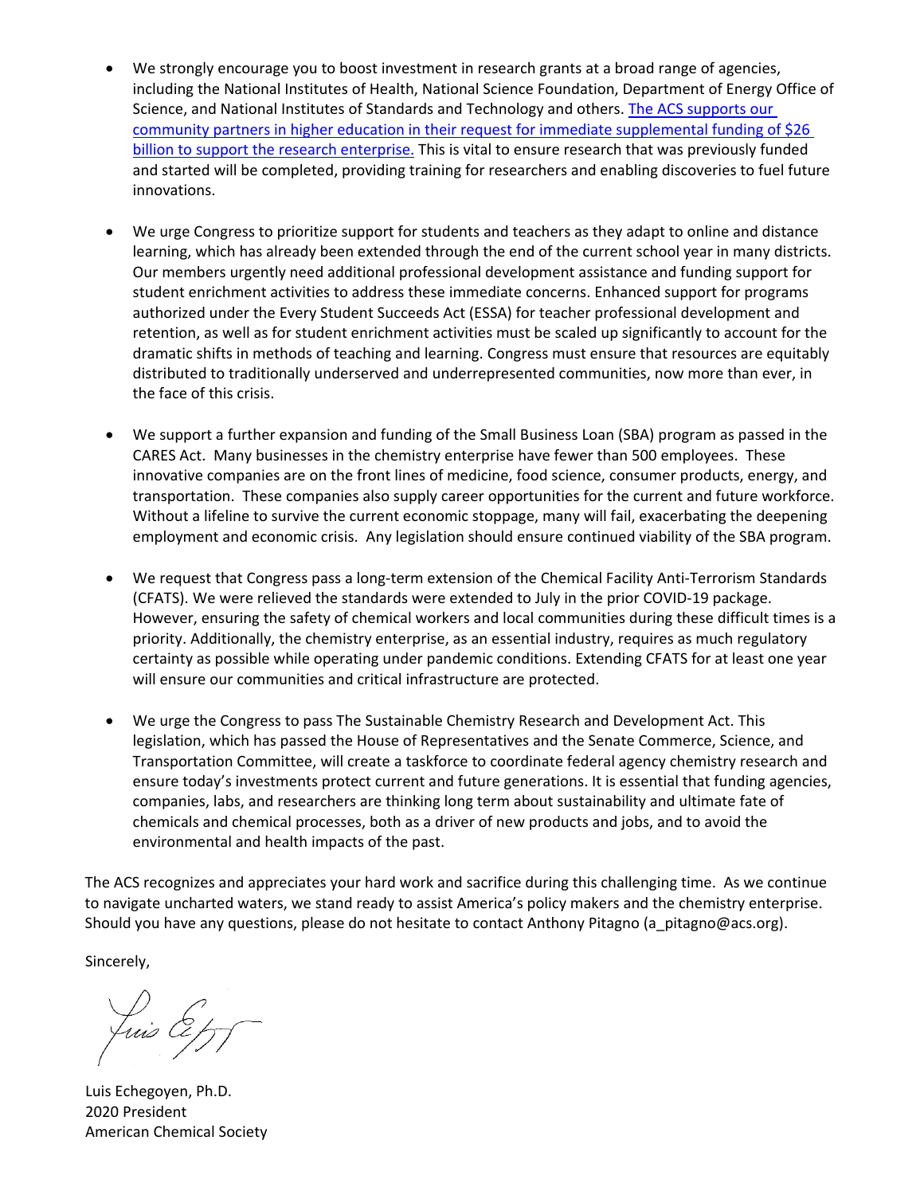- We strongly encourage you to boost investment in research grants at a broad range of agencies, including the National Institutes of Health, National Science Foundation, Department of Energy Office of Science, and National Institutes of Standards and Technology and others. The ACS supports our community partners in higher education in their request for immediate supplemental funding of $26 billion to support the research enterprise. This is vital to ensure research that was previously funded and started will be completed, providing training for researchers and enabling discoveries to fuel future innovations.

- We urge Congress to prioritize support for students and teachers as they adapt to online and distance learning, which has already been extended through the end of the current school year in many districts. Our members urgently need additional professional development assistance and funding support for student enrichment activities to address these immediate concerns. Enhanced support for programs authorized under the Every Student Succeeds Act (ESSA) for teacher professional development and retention, as well as for student enrichment activities must be scaled up significantly to account for the dramatic shifts in methods of teaching and learning. Congress must ensure that resources are equitably distributed to traditionally underserved and underrepresented communities, now more than ever, in the face of this crisis.

- We support a further expansion and funding of the Small Business Loan (SBA) program as passed in the CARES Act. Many businesses in the chemistry enterprise have fewer than 500 employees. These innovative companies are on the front lines of medicine, food science, consumer products, energy, and transportation. These companies also supply career opportunities for the current and future workforce. Without a lifeline to survive the current economic stoppage, many will fail, exacerbating the deepening employment and economic crisis. Any legislation should ensure continued viability of the SBA program.

- We request that Congress pass a long-term extension of the Chemical Facility Anti-Terrorism Standards (CFATS). We were relieved the standards were extended to July in the prior COVID-19 package. However, ensuring the safety of chemical workers and local communities during these difficult times is a priority. Additionally, the chemistry enterprise, as an essential industry, requires as much regulatory certainty as possible while operating under pandemic conditions. Extending CFATS for at least one year will ensure our communities and critical infrastructure are protected.

- We urge the Congress to pass The Sustainable Chemistry Research and Development Act. This legislation, which has passed the House of Representatives and the Senate Commerce, Science, and Transportation Committee, will create a taskforce to coordinate federal agency chemistry research and ensure today's investments protect current and future generations. It is essential that funding agencies, companies, labs, and researchers are thinking long term about sustainability and ultimate fate of chemicals and chemical processes, both as a driver of new products and jobs, and to avoid the environmental and health impacts of the past.

The ACS recognizes and appreciates your hard work and sacrifice during this challenging time. As we continue to navigate uncharted waters, we stand ready to assist America's policy makers and the chemistry enterprise. Should you have any questions, please do not hesitate to contact Anthony Pitagno (a_pitagno@acs.org).

Sincerely,

Luis Echegoyen, Ph.D.
2020 President
American Chemical Society